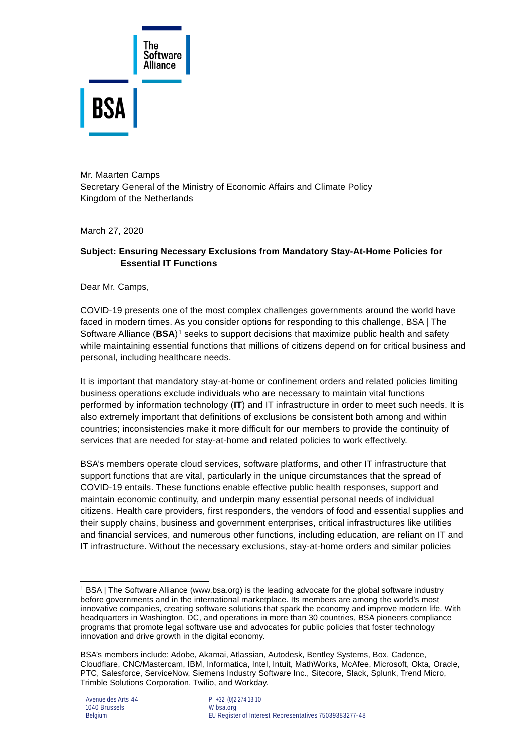The Software Alliance

BSA

Mr. Maarten Camps
Secretary General of the Ministry of Economic Affairs and Climate Policy
Kingdom of the Netherlands

March 27, 2020

**Subject: Ensuring Necessary Exclusions from Mandatory Stay-At-Home Policies for Essential IT Functions**

Dear Mr. Camps,

COVID-19 presents one of the most complex challenges governments around the world have faced in modern times. As you consider options for responding to this challenge, BSA | The Software Alliance (**BSA**)[1] seeks to support decisions that maximize public health and safety while maintaining essential functions that millions of citizens depend on for critical business and personal, including healthcare needs.

It is important that mandatory stay-at-home or confinement orders and related policies limiting business operations exclude individuals who are necessary to maintain vital functions performed by information technology (**IT**) and IT infrastructure in order to meet such needs. It is also extremely important that definitions of exclusions be consistent both among and within countries; inconsistencies make it more difficult for our members to provide the continuity of services that are needed for stay-at-home and related policies to work effectively.

BSA's members operate cloud services, software platforms, and other IT infrastructure that support functions that are vital, particularly in the unique circumstances that the spread of COVID-19 entails. These functions enable effective public health responses, support and maintain economic continuity, and underpin many essential personal needs of individual citizens. Health care providers, first responders, the vendors of food and essential supplies and their supply chains, business and government enterprises, critical infrastructures like utilities and financial services, and numerous other functions, including education, are reliant on IT and IT infrastructure. Without the necessary exclusions, stay-at-home orders and similar policies

---

[1] BSA | The Software Alliance (www.bsa.org) is the leading advocate for the global software industry before governments and in the international marketplace. Its members are among the world's most innovative companies, creating software solutions that spark the economy and improve modern life. With headquarters in Washington, DC, and operations in more than 30 countries, BSA pioneers compliance programs that promote legal software use and advocates for public policies that foster technology innovation and drive growth in the digital economy.

BSA's members include: Adobe, Akamai, Atlassian, Autodesk, Bentley Systems, Box, Cadence, Cloudflare, CNC/Mastercam, IBM, Informatica, Intel, Intuit, MathWorks, McAfee, Microsoft, Okta, Oracle, PTC, Salesforce, ServiceNow, Siemens Industry Software Inc., Sitecore, Slack, Splunk, Trend Micro, Trimble Solutions Corporation, Twilio, and Workday.

Avenue des Arts 44
1040 Brussels
Belgium

P +32 (0)2 274 13 10
W bsa.org
EU Register of Interest Representatives 75039383277-48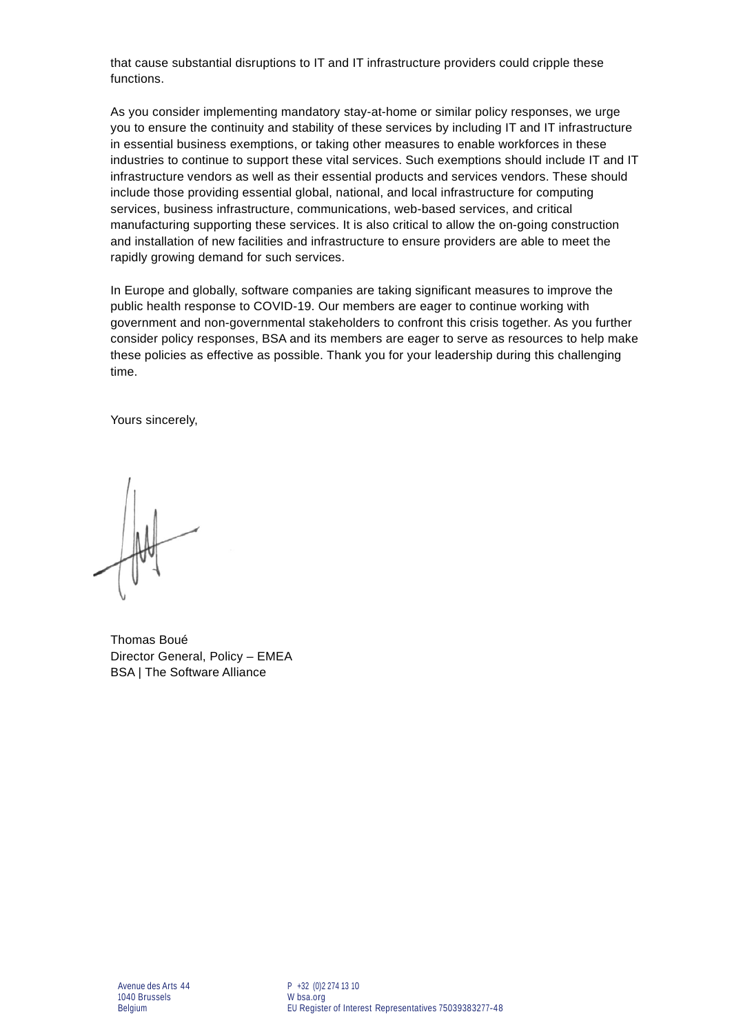that cause substantial disruptions to IT and IT infrastructure providers could cripple these functions.

As you consider implementing mandatory stay-at-home or similar policy responses, we urge you to ensure the continuity and stability of these services by including IT and IT infrastructure in essential business exemptions, or taking other measures to enable workforces in these industries to continue to support these vital services. Such exemptions should include IT and IT infrastructure vendors as well as their essential products and services vendors. These should include those providing essential global, national, and local infrastructure for computing services, business infrastructure, communications, web-based services, and critical manufacturing supporting these services. It is also critical to allow the on-going construction and installation of new facilities and infrastructure to ensure providers are able to meet the rapidly growing demand for such services.

In Europe and globally, software companies are taking significant measures to improve the public health response to COVID-19. Our members are eager to continue working with government and non-governmental stakeholders to confront this crisis together. As you further consider policy responses, BSA and its members are eager to serve as resources to help make these policies as effective as possible. Thank you for your leadership during this challenging time.

Yours sincerely,

Thomas Boué
Director General, Policy – EMEA
BSA | The Software Alliance

Avenue des Arts 44
1040 Brussels
Belgium

P +32 (0)2 274 13 10
W bsa.org
EU Register of Interest Representatives 75039383277-48